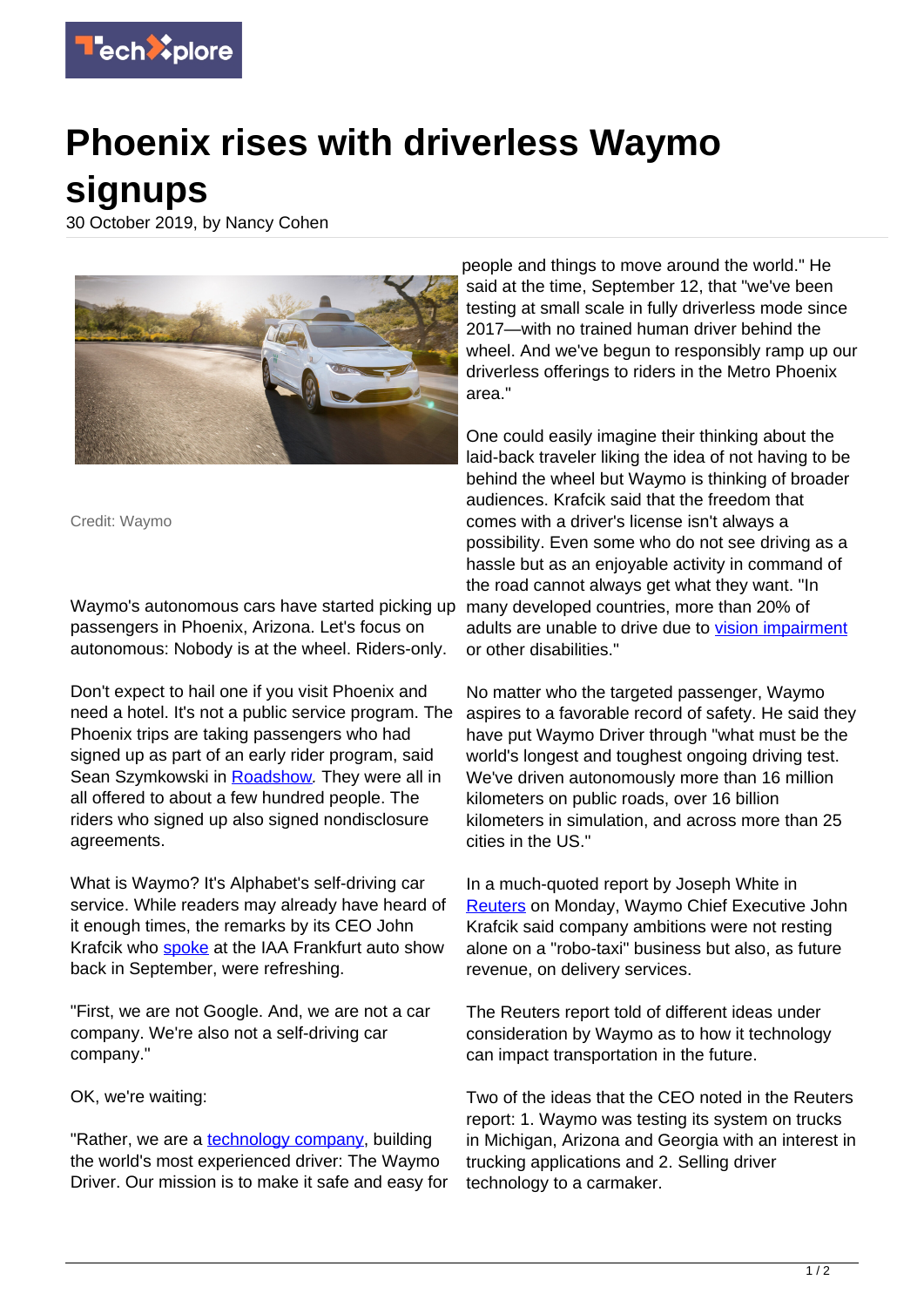# Phoenix rises with driverless Waymo signups

30 October 2019, by Nancy Cohen

Credit: Waymo

Waymo's autonomous cars have started picking up passengers in Phoenix, Arizona. Let's focus on autonomous: Nobody is at the wheel. Riders-only.

Don't expect to hail one if you visit Phoenix and need a hotel. It's not a public service program. The Phoenix trips are taking passengers who had signed up as part of an early rider program, said Sean Szymkowski in Roadshow. They were all in all offered to about a few hundred people. The riders who signed up also signed nondisclosure agreements.

What is Waymo? It's Alphabet's self-driving car service. While readers may already have heard of it enough times, the remarks by its CEO John Krafcik who spoke at the IAA Frankfurt auto show back in September, were refreshing.

"First, we are not Google. And, we are not a car company. We're also not a self-driving car company."

OK, we're waiting:

"Rather, we are a technology company, building the world's most experienced driver: The Waymo Driver. Our mission is to make it safe and easy for people and things to move around the world." He said at the time, September 12, that "we've been testing at small scale in fully driverless mode since 2017—with no trained human driver behind the wheel. And we've begun to responsibly ramp up our driverless offerings to riders in the Metro Phoenix area."

One could easily imagine their thinking about the laid-back traveler liking the idea of not having to be behind the wheel but Waymo is thinking of broader audiences. Krafcik said that the freedom that comes with a driver's license isn't always a possibility. Even some who do not see driving as a hassle but as an enjoyable activity in command of the road cannot always get what they want. "In many developed countries, more than 20% of adults are unable to drive due to vision impairment or other disabilities."

No matter who the targeted passenger, Waymo aspires to a favorable record of safety. He said they have put Waymo Driver through "what must be the world's longest and toughest ongoing driving test. We've driven autonomously more than 16 million kilometers on public roads, over 16 billion kilometers in simulation, and across more than 25 cities in the US."

In a much-quoted report by Joseph White in Reuters on Monday, Waymo Chief Executive John Krafcik said company ambitions were not resting alone on a "robo-taxi" business but also, as future revenue, on delivery services.

The Reuters report told of different ideas under consideration by Waymo as to how it technology can impact transportation in the future.

Two of the ideas that the CEO noted in the Reuters report: 1. Waymo was testing its system on trucks in Michigan, Arizona and Georgia with an interest in trucking applications and 2. Selling driver technology to a carmaker.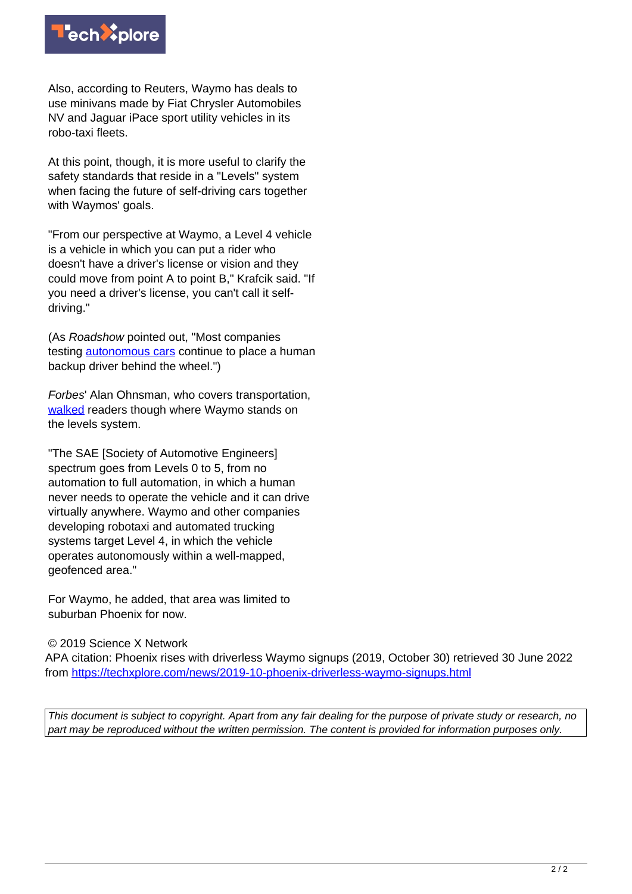Also, according to Reuters, Waymo has deals to use minivans made by Fiat Chrysler Automobiles NV and Jaguar iPace sport utility vehicles in its robo-taxi fleets.

At this point, though, it is more useful to clarify the safety standards that reside in a "Levels" system when facing the future of self-driving cars together with Waymos' goals.

"From our perspective at Waymo, a Level 4 vehicle is a vehicle in which you can put a rider who doesn't have a driver's license or vision and they could move from point A to point B," Krafcik said. "If you need a driver's license, you can't call it self-driving."

(As *Roadshow* pointed out, "Most companies testing autonomous cars continue to place a human backup driver behind the wheel.")

*Forbes*' Alan Ohnsman, who covers transportation, walked readers though where Waymo stands on the levels system.

"The SAE [Society of Automotive Engineers] spectrum goes from Levels 0 to 5, from no automation to full automation, in which a human never needs to operate the vehicle and it can drive virtually anywhere. Waymo and other companies developing robotaxi and automated trucking systems target Level 4, in which the vehicle operates autonomously within a well-mapped, geofenced area."

For Waymo, he added, that area was limited to suburban Phoenix for now.

© 2019 Science X Network

APA citation: Phoenix rises with driverless Waymo signups (2019, October 30) retrieved 30 June 2022 from https://techxplore.com/news/2019-10-phoenix-driverless-waymo-signups.html

*This document is subject to copyright. Apart from any fair dealing for the purpose of private study or research, no part may be reproduced without the written permission. The content is provided for information purposes only.*